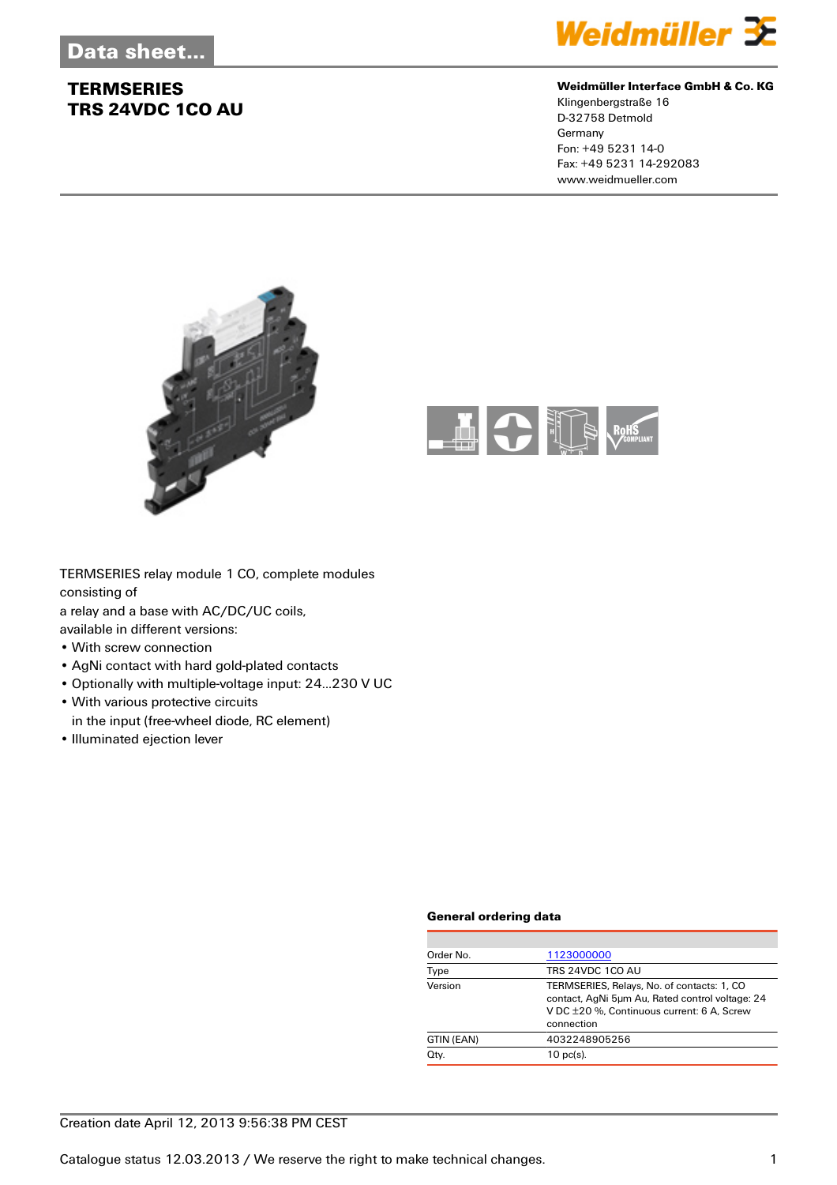# Data sheet...

## TERMSERIES
## TRS 24VDC 1CO AU

**Weidmüller Interface GmbH & Co. KG**
Klingenbergstraße 16
D-32758 Detmold
Germany
Fon: +49 5231 14-0
Fax: +49 5231 14-292083
www.weidmueller.com

TERMSERIES relay module 1 CO, complete modules consisting of
a relay and a base with AC/DC/UC coils,
available in different versions:

- With screw connection
- AgNi contact with hard gold-plated contacts
- Optionally with multiple-voltage input: 24...230 V UC
- With various protective circuits
  in the input (free-wheel diode, RC element)
- Illuminated ejection lever

### General ordering data

| | |
|---|---|
| Order No. | 1123000000 |
| Type | TRS 24VDC 1CO AU |
| Version | TERMSERIES, Relays, No. of contacts: 1, CO contact, AgNi 5µm Au, Rated control voltage: 24 V DC ±20 %, Continuous current: 6 A, Screw connection |
| GTIN (EAN) | 4032248905256 |
| Qty. | 10 pc(s). |

Creation date April 12, 2013 9:56:38 PM CEST

Catalogue status 12.03.2013 / We reserve the right to make technical changes.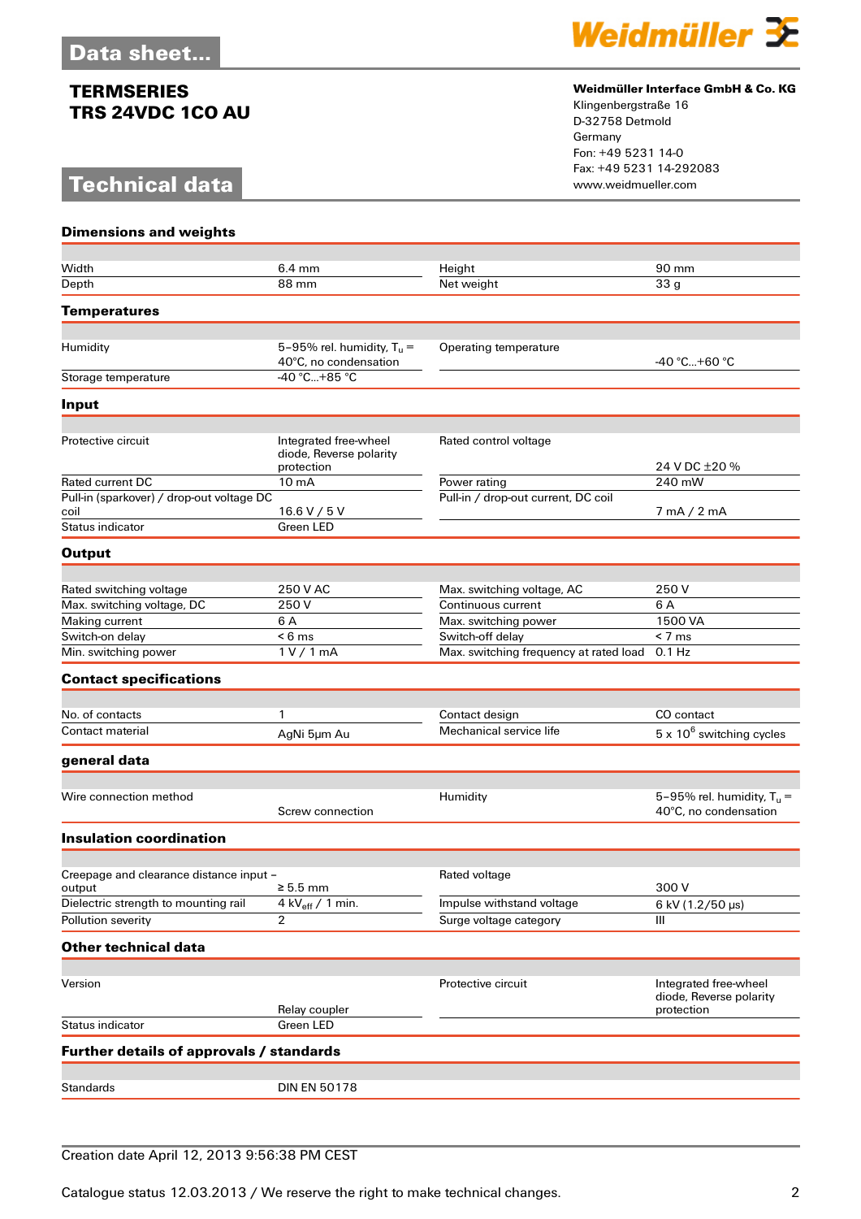Data sheet...

**TERMSERIES**
**TRS 24VDC 1CO AU**

**Weidmüller Interface GmbH & Co. KG**
Klingenbergstraße 16
D-32758 Detmold
Germany
Fon: +49 5231 14-0
Fax: +49 5231 14-292083
www.weidmueller.com

# Technical data

## Dimensions and weights

| | | | |
|---|---|---|---|
| Width | 6.4 mm | Height | 90 mm |
| Depth | 88 mm | Net weight | 33 g |

## Temperatures

| | | | |
|---|---|---|---|
| Humidity | 5–95% rel. humidity, $T_u$ = 40°C, no condensation | Operating temperature | -40 °C...+60 °C |
| Storage temperature | -40 °C...+85 °C | | |

## Input

| | | | |
|---|---|---|---|
| Protective circuit | Integrated free-wheel diode, Reverse polarity protection | Rated control voltage | 24 V DC ±20 % |
| Rated current DC | 10 mA | Power rating | 240 mW |
| Pull-in (sparkover) / drop-out voltage DC coil | 16.6 V / 5 V | Pull-in / drop-out current, DC coil | 7 mA / 2 mA |
| Status indicator | Green LED | | |

## Output

| | | | |
|---|---|---|---|
| Rated switching voltage | 250 V AC | Max. switching voltage, AC | 250 V |
| Max. switching voltage, DC | 250 V | Continuous current | 6 A |
| Making current | 6 A | Max. switching power | 1500 VA |
| Switch-on delay | < 6 ms | Switch-off delay | < 7 ms |
| Min. switching power | 1 V / 1 mA | Max. switching frequency at rated load | 0.1 Hz |

## Contact specifications

| | | | |
|---|---|---|---|
| No. of contacts | 1 | Contact design | CO contact |
| Contact material | AgNi 5µm Au | Mechanical service life | 5 x $10^6$ switching cycles |

## general data

| | | | |
|---|---|---|---|
| Wire connection method | Screw connection | Humidity | 5–95% rel. humidity, $T_u$ = 40°C, no condensation |

## Insulation coordination

| | | | |
|---|---|---|---|
| Creepage and clearance distance input – output | ≥ 5.5 mm | Rated voltage | 300 V |
| Dielectric strength to mounting rail | 4 $kV_{eff}$ / 1 min. | Impulse withstand voltage | 6 kV (1.2/50 µs) |
| Pollution severity | 2 | Surge voltage category | III |

## Other technical data

| | | | |
|---|---|---|---|
| Version | Relay coupler | Protective circuit | Integrated free-wheel diode, Reverse polarity protection |
| Status indicator | Green LED | | |

## Further details of approvals / standards

| | |
|---|---|
| Standards | DIN EN 50178 |

Creation date April 12, 2013 9:56:38 PM CEST

Catalogue status 12.03.2013 / We reserve the right to make technical changes.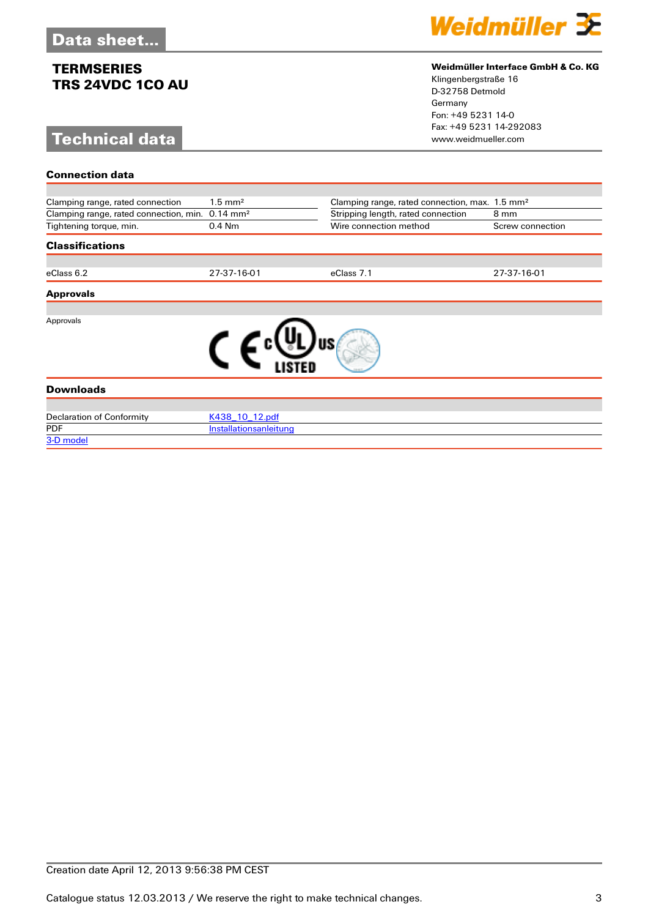## Data sheet...

**TERMSERIES**
**TRS 24VDC 1CO AU**

**Weidmüller Interface GmbH & Co. KG**
Klingenbergstraße 16
D-32758 Detmold
Germany
Fon: +49 5231 14-0
Fax: +49 5231 14-292083
www.weidmueller.com

## Technical data

### Connection data

| | | | |
|---|---|---|---|
| Clamping range, rated connection | 1.5 mm² | Clamping range, rated connection, max. | 1.5 mm² |
| Clamping range, rated connection, min. | 0.14 mm² | Stripping length, rated connection | 8 mm |
| Tightening torque, min. | 0.4 Nm | Wire connection method | Screw connection |

### Classifications

| | | | |
|---|---|---|---|
| eClass 6.2 | 27-37-16-01 | eClass 7.1 | 27-37-16-01 |

### Approvals

Approvals

CE c UL us LISTED

### Downloads

| | |
|---|---|
| Declaration of Conformity | K438_10_12.pdf |
| PDF | Installationsanleitung |
| 3-D model | |

Creation date April 12, 2013 9:56:38 PM CEST

Catalogue status 12.03.2013 / We reserve the right to make technical changes.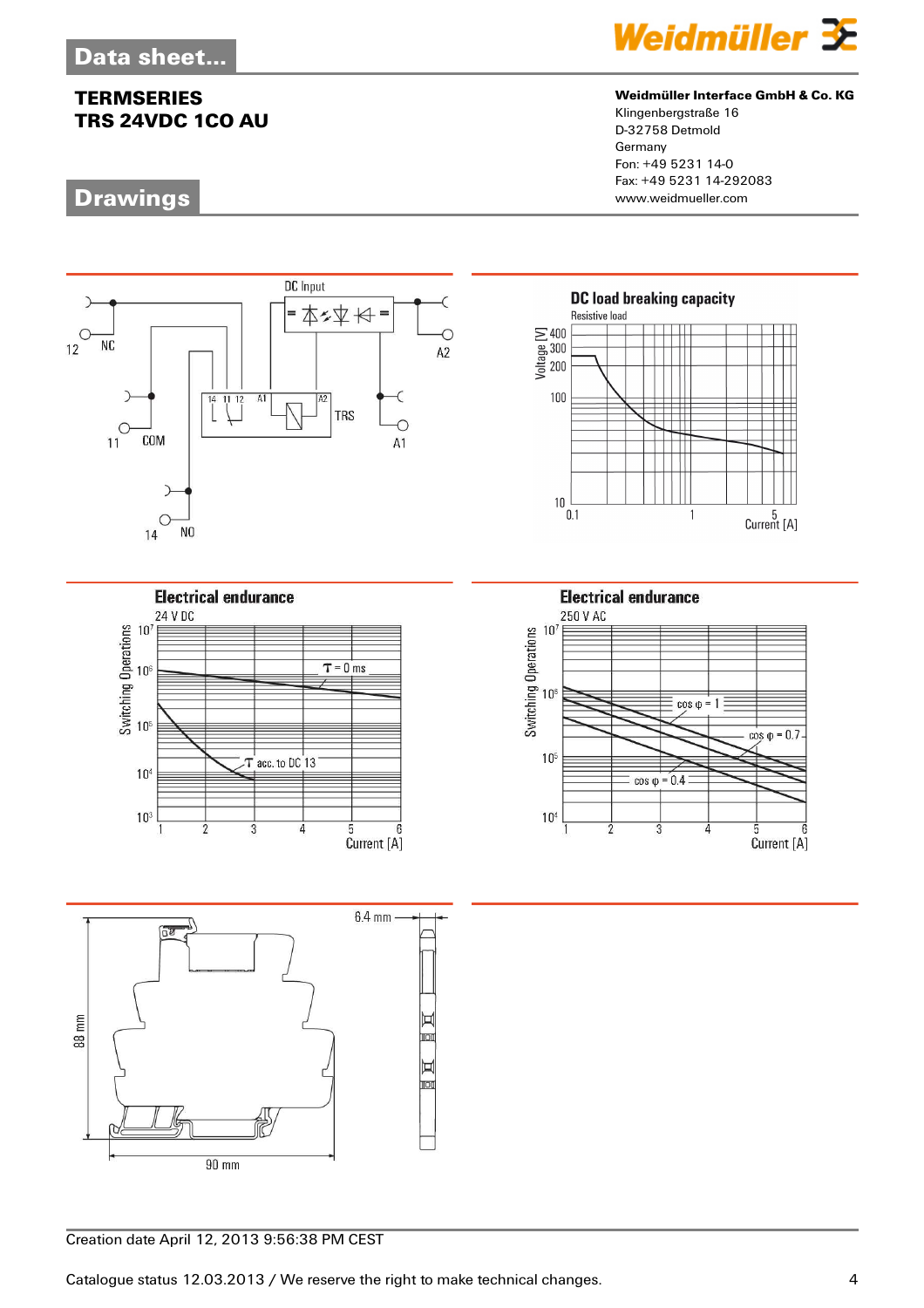# Data sheet...

**TERMSERIES**
**TRS 24VDC 1CO AU**

**Weidmüller Interface GmbH & Co. KG**
Klingenbergstraße 16
D-32758 Detmold
Germany
Fon: +49 5231 14-0
Fax: +49 5231 14-292083
www.weidmueller.com

## Drawings

DC Input
12 NC
A2
TRS
14 11 12 A1 A2
11 COM
A1
14 NO

DC load breaking capacity
Resistive load
Voltage [V]
400
300
200
100
10
0.1
1
5
Current [A]

Electrical endurance
24 V DC
Switching Operations
$10^7$
$10^6$
$10^5$
$10^4$
$10^3$
τ = 0 ms
τ acc. to DC 13
1 2 3 4 5 6
Current [A]

Electrical endurance
250 V AC
Switching Operations
$10^7$
$10^6$
$10^5$
$10^4$
cos φ = 1
cos φ = 0.7
cos φ = 0.4
1 2 3 4 5 6
Current [A]

6.4 mm
88 mm
90 mm

Creation date April 12, 2013 9:56:38 PM CEST

Catalogue status 12.03.2013 / We reserve the right to make technical changes.